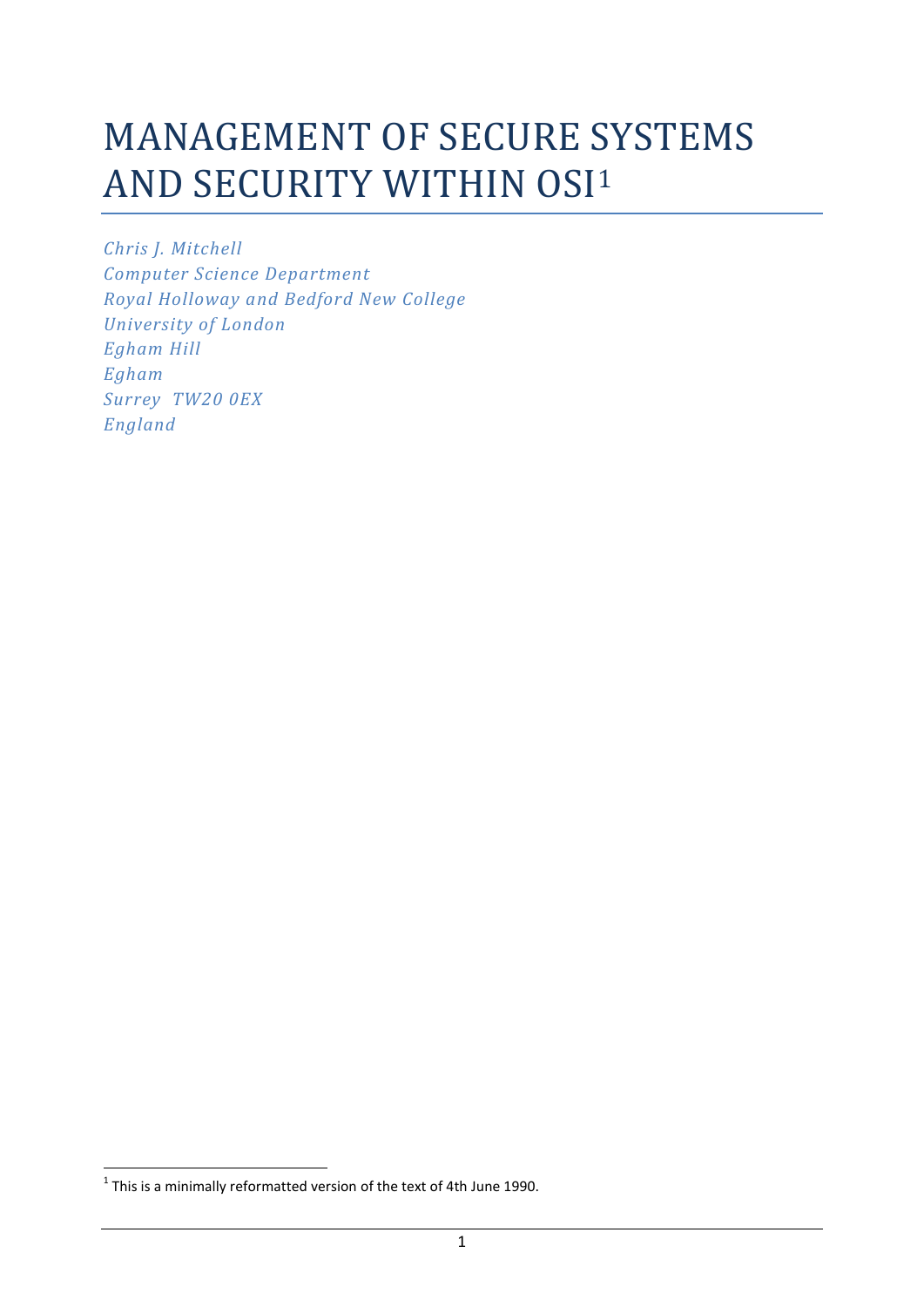# MANAGEMENT OF SECURE SYSTEMS AND SECURITY WITHIN OSI[1]

*Chris J. Mitchell*
*Computer Science Department*
*Royal Holloway and Bedford New College*
*University of London*
*Egham Hill*
*Egham*
*Surrey TW20 0EX*
*England*

[1] This is a minimally reformatted version of the text of 4th June 1990.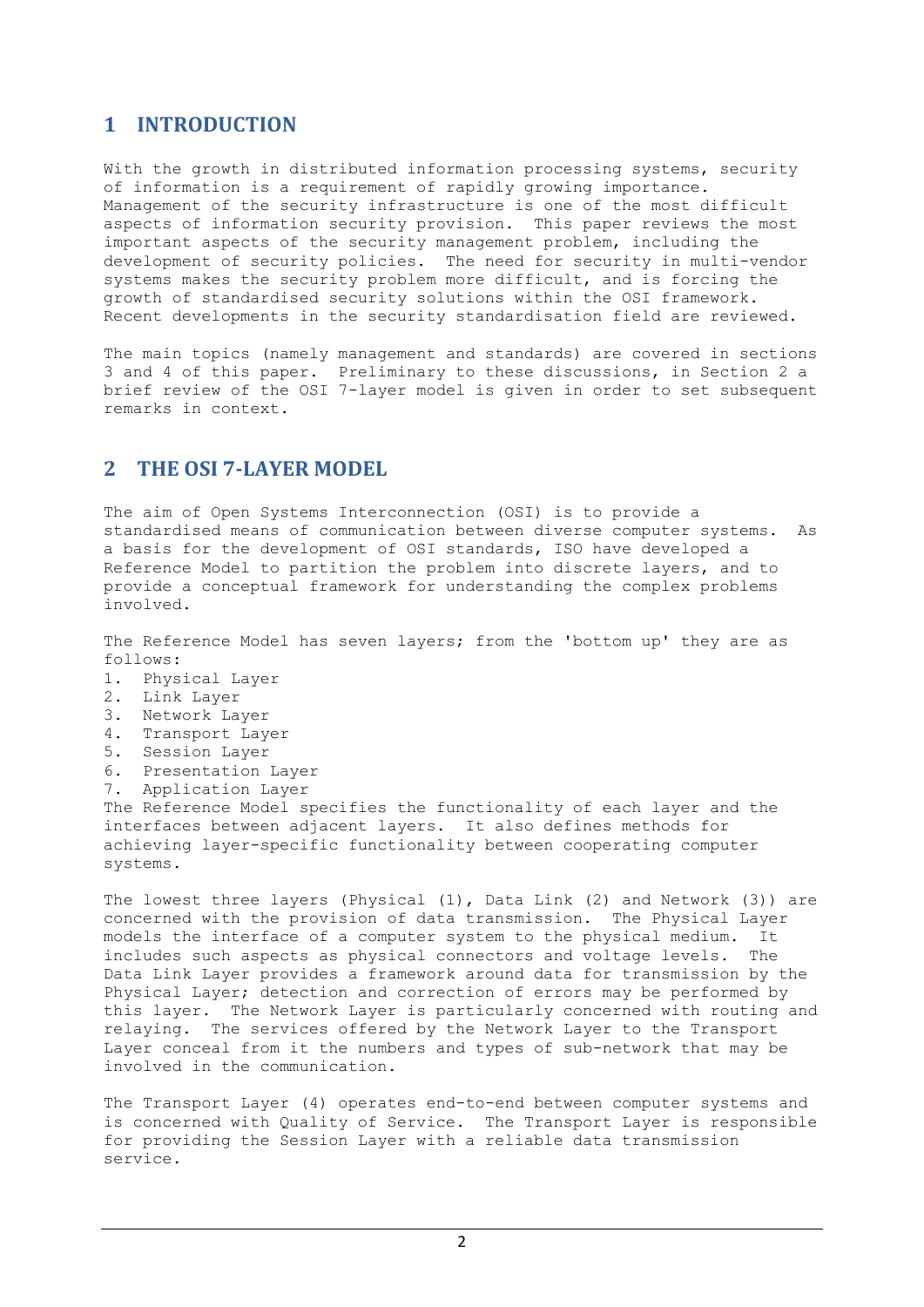## 1 INTRODUCTION

With the growth in distributed information processing systems, security of information is a requirement of rapidly growing importance. Management of the security infrastructure is one of the most difficult aspects of information security provision. This paper reviews the most important aspects of the security management problem, including the development of security policies. The need for security in multi-vendor systems makes the security problem more difficult, and is forcing the growth of standardised security solutions within the OSI framework. Recent developments in the security standardisation field are reviewed.

The main topics (namely management and standards) are covered in sections 3 and 4 of this paper. Preliminary to these discussions, in Section 2 a brief review of the OSI 7-layer model is given in order to set subsequent remarks in context.

## 2 THE OSI 7-LAYER MODEL

The aim of Open Systems Interconnection (OSI) is to provide a standardised means of communication between diverse computer systems. As a basis for the development of OSI standards, ISO have developed a Reference Model to partition the problem into discrete layers, and to provide a conceptual framework for understanding the complex problems involved.

The Reference Model has seven layers; from the 'bottom up' they are as follows:

1. Physical Layer
2. Link Layer
3. Network Layer
4. Transport Layer
5. Session Layer
6. Presentation Layer
7. Application Layer

The Reference Model specifies the functionality of each layer and the interfaces between adjacent layers. It also defines methods for achieving layer-specific functionality between cooperating computer systems.

The lowest three layers (Physical (1), Data Link (2) and Network (3)) are concerned with the provision of data transmission. The Physical Layer models the interface of a computer system to the physical medium. It includes such aspects as physical connectors and voltage levels. The Data Link Layer provides a framework around data for transmission by the Physical Layer; detection and correction of errors may be performed by this layer. The Network Layer is particularly concerned with routing and relaying. The services offered by the Network Layer to the Transport Layer conceal from it the numbers and types of sub-network that may be involved in the communication.

The Transport Layer (4) operates end-to-end between computer systems and is concerned with Quality of Service. The Transport Layer is responsible for providing the Session Layer with a reliable data transmission service.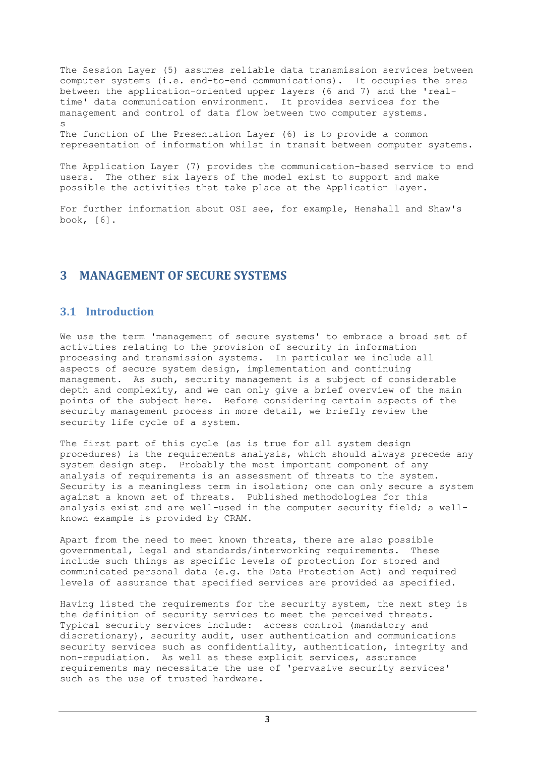The Session Layer (5) assumes reliable data transmission services between computer systems (i.e. end-to-end communications). It occupies the area between the application-oriented upper layers (6 and 7) and the 'real-time' data communication environment. It provides services for the management and control of data flow between two computer systems.
s
The function of the Presentation Layer (6) is to provide a common representation of information whilst in transit between computer systems.

The Application Layer (7) provides the communication-based service to end users. The other six layers of the model exist to support and make possible the activities that take place at the Application Layer.

For further information about OSI see, for example, Henshall and Shaw's book, [6].

# 3 MANAGEMENT OF SECURE SYSTEMS

## 3.1 Introduction

We use the term 'management of secure systems' to embrace a broad set of activities relating to the provision of security in information processing and transmission systems. In particular we include all aspects of secure system design, implementation and continuing management. As such, security management is a subject of considerable depth and complexity, and we can only give a brief overview of the main points of the subject here. Before considering certain aspects of the security management process in more detail, we briefly review the security life cycle of a system.

The first part of this cycle (as is true for all system design procedures) is the requirements analysis, which should always precede any system design step. Probably the most important component of any analysis of requirements is an assessment of threats to the system. Security is a meaningless term in isolation; one can only secure a system against a known set of threats. Published methodologies for this analysis exist and are well-used in the computer security field; a well-known example is provided by CRAM.

Apart from the need to meet known threats, there are also possible governmental, legal and standards/interworking requirements. These include such things as specific levels of protection for stored and communicated personal data (e.g. the Data Protection Act) and required levels of assurance that specified services are provided as specified.

Having listed the requirements for the security system, the next step is the definition of security services to meet the perceived threats. Typical security services include: access control (mandatory and discretionary), security audit, user authentication and communications security services such as confidentiality, authentication, integrity and non-repudiation. As well as these explicit services, assurance requirements may necessitate the use of 'pervasive security services' such as the use of trusted hardware.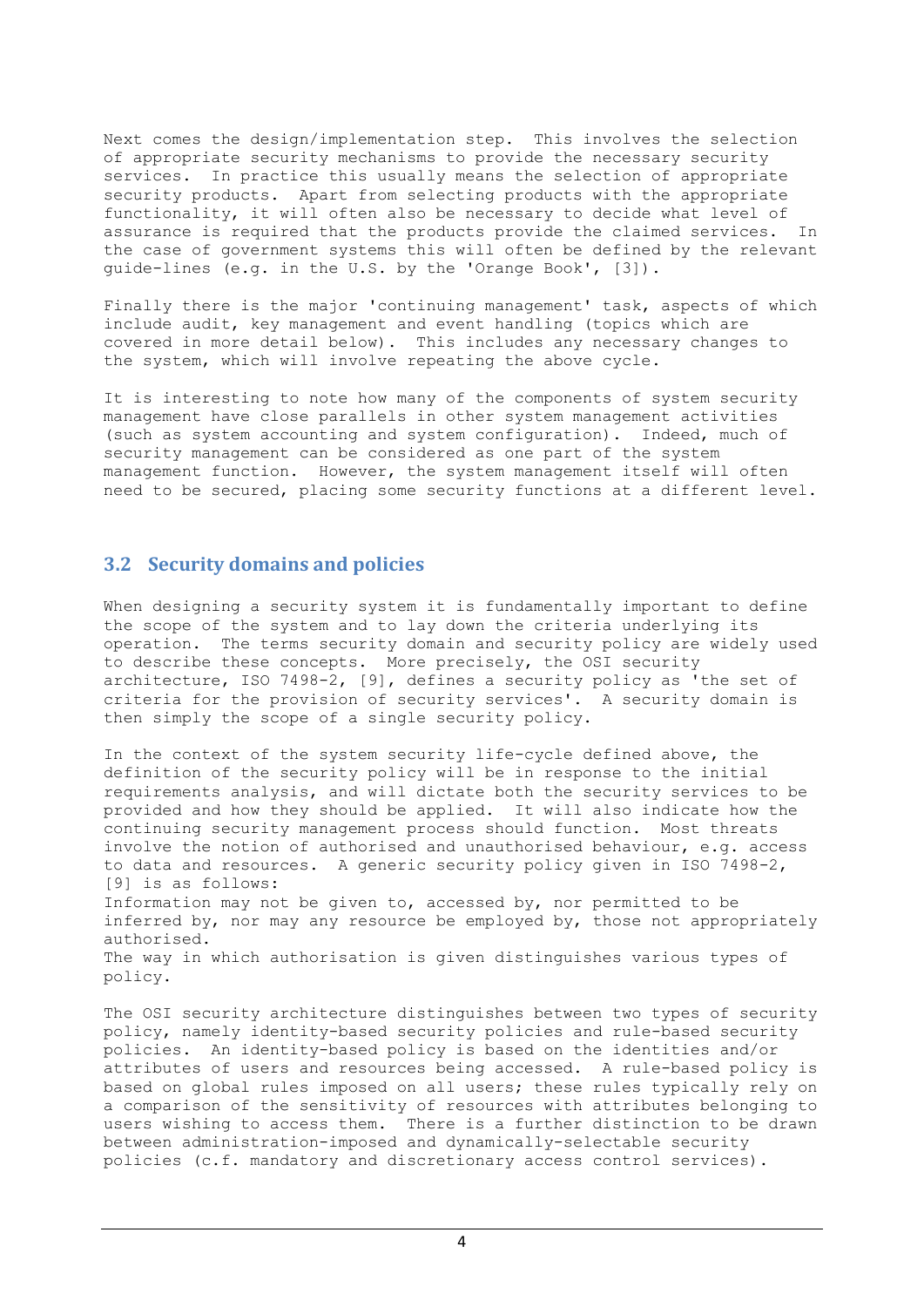Next comes the design/implementation step. This involves the selection of appropriate security mechanisms to provide the necessary security services. In practice this usually means the selection of appropriate security products. Apart from selecting products with the appropriate functionality, it will often also be necessary to decide what level of assurance is required that the products provide the claimed services. In the case of government systems this will often be defined by the relevant guide-lines (e.g. in the U.S. by the 'Orange Book', [3]).

Finally there is the major 'continuing management' task, aspects of which include audit, key management and event handling (topics which are covered in more detail below). This includes any necessary changes to the system, which will involve repeating the above cycle.

It is interesting to note how many of the components of system security management have close parallels in other system management activities (such as system accounting and system configuration). Indeed, much of security management can be considered as one part of the system management function. However, the system management itself will often need to be secured, placing some security functions at a different level.

## 3.2 Security domains and policies

When designing a security system it is fundamentally important to define the scope of the system and to lay down the criteria underlying its operation. The terms security domain and security policy are widely used to describe these concepts. More precisely, the OSI security architecture, ISO 7498-2, [9], defines a security policy as 'the set of criteria for the provision of security services'. A security domain is then simply the scope of a single security policy.

In the context of the system security life-cycle defined above, the definition of the security policy will be in response to the initial requirements analysis, and will dictate both the security services to be provided and how they should be applied. It will also indicate how the continuing security management process should function. Most threats involve the notion of authorised and unauthorised behaviour, e.g. access to data and resources. A generic security policy given in ISO 7498-2, [9] is as follows:
Information may not be given to, accessed by, nor permitted to be inferred by, nor may any resource be employed by, those not appropriately authorised.
The way in which authorisation is given distinguishes various types of policy.

The OSI security architecture distinguishes between two types of security policy, namely identity-based security policies and rule-based security policies. An identity-based policy is based on the identities and/or attributes of users and resources being accessed. A rule-based policy is based on global rules imposed on all users; these rules typically rely on a comparison of the sensitivity of resources with attributes belonging to users wishing to access them. There is a further distinction to be drawn between administration-imposed and dynamically-selectable security policies (c.f. mandatory and discretionary access control services).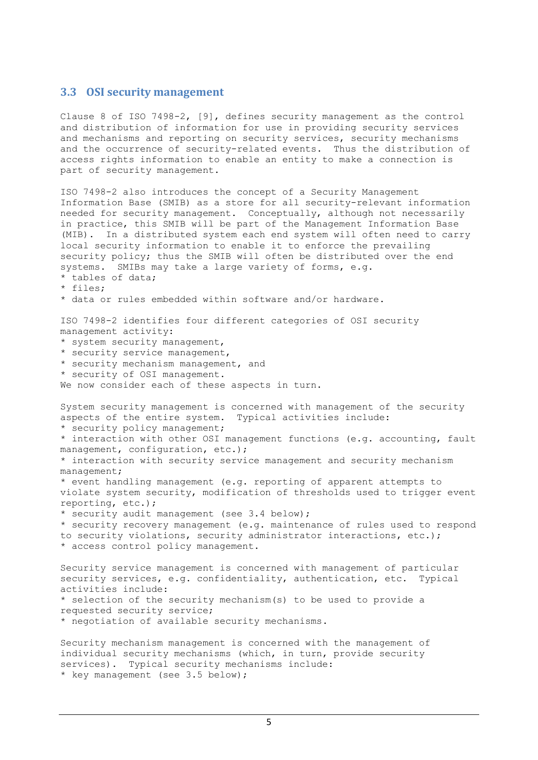## 3.3 OSI security management

Clause 8 of ISO 7498-2, [9], defines security management as the control and distribution of information for use in providing security services and mechanisms and reporting on security services, security mechanisms and the occurrence of security-related events. Thus the distribution of access rights information to enable an entity to make a connection is part of security management.

ISO 7498-2 also introduces the concept of a Security Management Information Base (SMIB) as a store for all security-relevant information needed for security management. Conceptually, although not necessarily in practice, this SMIB will be part of the Management Information Base (MIB). In a distributed system each end system will often need to carry local security information to enable it to enforce the prevailing security policy; thus the SMIB will often be distributed over the end systems. SMIBs may take a large variety of forms, e.g.

* tables of data;
* files;
* data or rules embedded within software and/or hardware.

ISO 7498-2 identifies four different categories of OSI security management activity:

* system security management,
* security service management,
* security mechanism management, and
* security of OSI management.

We now consider each of these aspects in turn.

System security management is concerned with management of the security aspects of the entire system. Typical activities include:

* security policy management;
* interaction with other OSI management functions (e.g. accounting, fault management, configuration, etc.);
* interaction with security service management and security mechanism management;
* event handling management (e.g. reporting of apparent attempts to violate system security, modification of thresholds used to trigger event reporting, etc.);
* security audit management (see 3.4 below);
* security recovery management (e.g. maintenance of rules used to respond to security violations, security administrator interactions, etc.);
* access control policy management.

Security service management is concerned with management of particular security services, e.g. confidentiality, authentication, etc. Typical activities include:

* selection of the security mechanism(s) to be used to provide a requested security service;
* negotiation of available security mechanisms.

Security mechanism management is concerned with the management of individual security mechanisms (which, in turn, provide security services). Typical security mechanisms include:

* key management (see 3.5 below);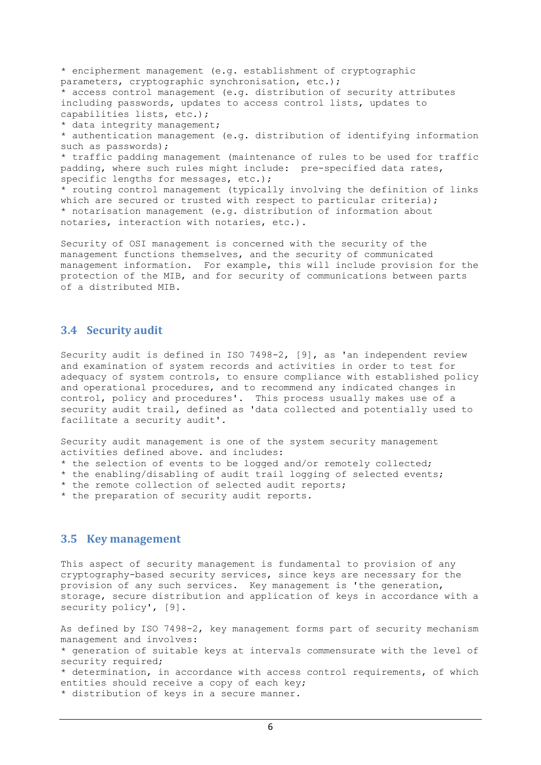* encipherment management (e.g. establishment of cryptographic parameters, cryptographic synchronisation, etc.);
* access control management (e.g. distribution of security attributes including passwords, updates to access control lists, updates to capabilities lists, etc.);
* data integrity management;
* authentication management (e.g. distribution of identifying information such as passwords);
* traffic padding management (maintenance of rules to be used for traffic padding, where such rules might include: pre-specified data rates, specific lengths for messages, etc.);
* routing control management (typically involving the definition of links which are secured or trusted with respect to particular criteria);
* notarisation management (e.g. distribution of information about notaries, interaction with notaries, etc.).

Security of OSI management is concerned with the security of the management functions themselves, and the security of communicated management information. For example, this will include provision for the protection of the MIB, and for security of communications between parts of a distributed MIB.

## 3.4 Security audit

Security audit is defined in ISO 7498-2, [9], as 'an independent review and examination of system records and activities in order to test for adequacy of system controls, to ensure compliance with established policy and operational procedures, and to recommend any indicated changes in control, policy and procedures'. This process usually makes use of a security audit trail, defined as 'data collected and potentially used to facilitate a security audit'.

Security audit management is one of the system security management activities defined above. and includes:
* the selection of events to be logged and/or remotely collected;
* the enabling/disabling of audit trail logging of selected events;
* the remote collection of selected audit reports;
* the preparation of security audit reports.

## 3.5 Key management

This aspect of security management is fundamental to provision of any cryptography-based security services, since keys are necessary for the provision of any such services. Key management is 'the generation, storage, secure distribution and application of keys in accordance with a security policy', [9].

As defined by ISO 7498-2, key management forms part of security mechanism management and involves:
* generation of suitable keys at intervals commensurate with the level of security required;
* determination, in accordance with access control requirements, of which entities should receive a copy of each key;
* distribution of keys in a secure manner.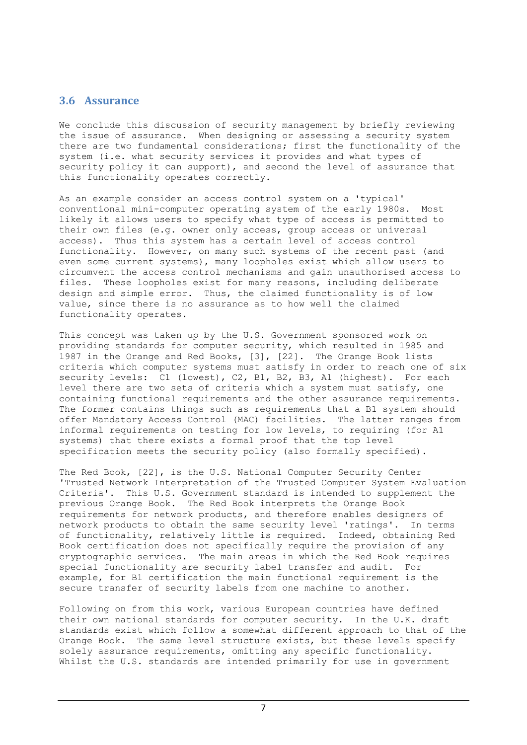## 3.6 Assurance

We conclude this discussion of security management by briefly reviewing the issue of assurance. When designing or assessing a security system there are two fundamental considerations; first the functionality of the system (i.e. what security services it provides and what types of security policy it can support), and second the level of assurance that this functionality operates correctly.

As an example consider an access control system on a 'typical' conventional mini-computer operating system of the early 1980s. Most likely it allows users to specify what type of access is permitted to their own files (e.g. owner only access, group access or universal access). Thus this system has a certain level of access control functionality. However, on many such systems of the recent past (and even some current systems), many loopholes exist which allow users to circumvent the access control mechanisms and gain unauthorised access to files. These loopholes exist for many reasons, including deliberate design and simple error. Thus, the claimed functionality is of low value, since there is no assurance as to how well the claimed functionality operates.

This concept was taken up by the U.S. Government sponsored work on providing standards for computer security, which resulted in 1985 and 1987 in the Orange and Red Books, [3], [22]. The Orange Book lists criteria which computer systems must satisfy in order to reach one of six security levels: C1 (lowest), C2, B1, B2, B3, A1 (highest). For each level there are two sets of criteria which a system must satisfy, one containing functional requirements and the other assurance requirements. The former contains things such as requirements that a B1 system should offer Mandatory Access Control (MAC) facilities. The latter ranges from informal requirements on testing for low levels, to requiring (for A1 systems) that there exists a formal proof that the top level specification meets the security policy (also formally specified).

The Red Book, [22], is the U.S. National Computer Security Center 'Trusted Network Interpretation of the Trusted Computer System Evaluation Criteria'. This U.S. Government standard is intended to supplement the previous Orange Book. The Red Book interprets the Orange Book requirements for network products, and therefore enables designers of network products to obtain the same security level 'ratings'. In terms of functionality, relatively little is required. Indeed, obtaining Red Book certification does not specifically require the provision of any cryptographic services. The main areas in which the Red Book requires special functionality are security label transfer and audit. For example, for B1 certification the main functional requirement is the secure transfer of security labels from one machine to another.

Following on from this work, various European countries have defined their own national standards for computer security. In the U.K. draft standards exist which follow a somewhat different approach to that of the Orange Book. The same level structure exists, but these levels specify solely assurance requirements, omitting any specific functionality. Whilst the U.S. standards are intended primarily for use in government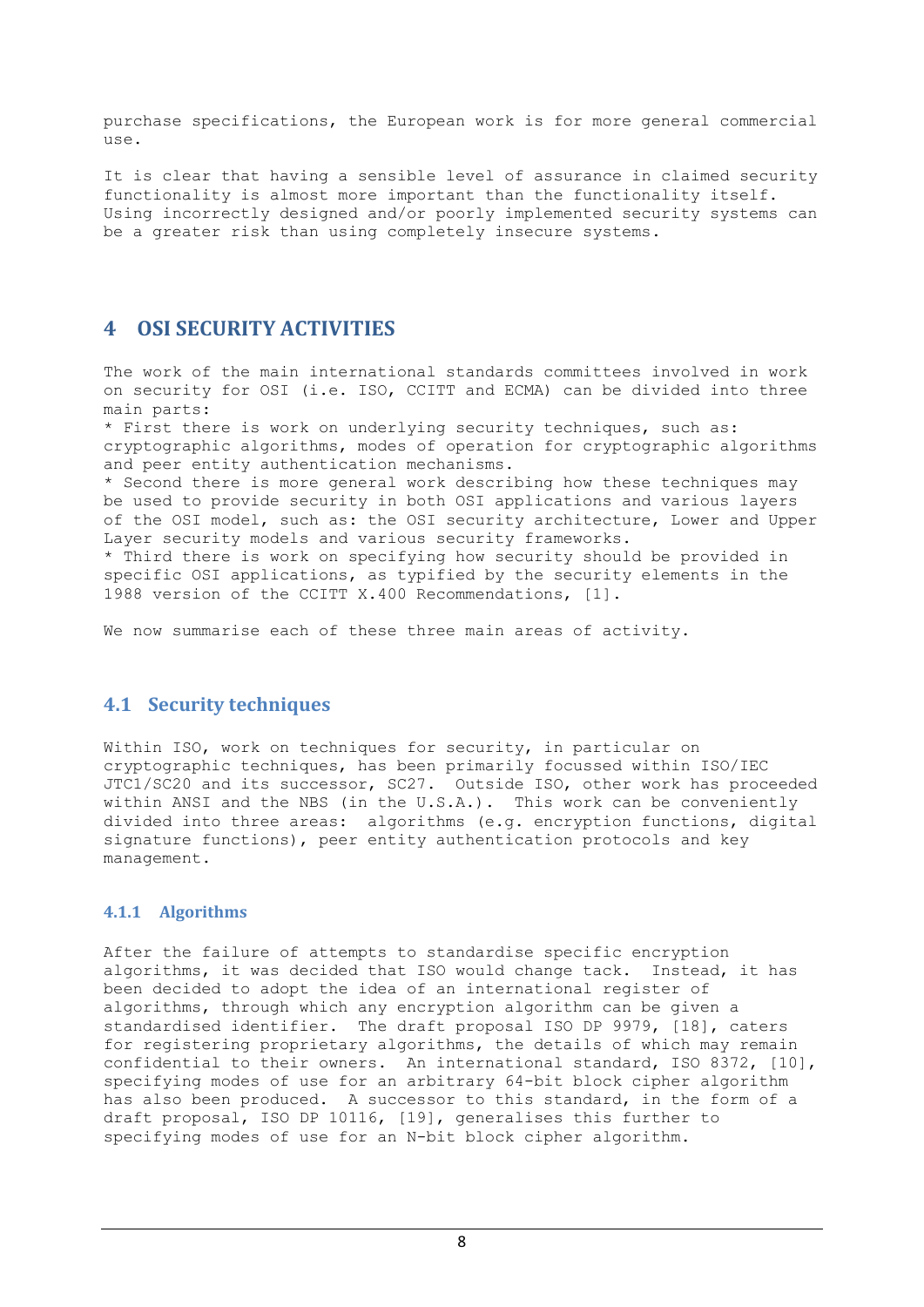purchase specifications, the European work is for more general commercial use.

It is clear that having a sensible level of assurance in claimed security functionality is almost more important than the functionality itself. Using incorrectly designed and/or poorly implemented security systems can be a greater risk than using completely insecure systems.

# 4 OSI SECURITY ACTIVITIES

The work of the main international standards committees involved in work on security for OSI (i.e. ISO, CCITT and ECMA) can be divided into three main parts:

* First there is work on underlying security techniques, such as: cryptographic algorithms, modes of operation for cryptographic algorithms and peer entity authentication mechanisms.
* Second there is more general work describing how these techniques may be used to provide security in both OSI applications and various layers of the OSI model, such as: the OSI security architecture, Lower and Upper Layer security models and various security frameworks.
* Third there is work on specifying how security should be provided in specific OSI applications, as typified by the security elements in the 1988 version of the CCITT X.400 Recommendations, [1].

We now summarise each of these three main areas of activity.

## 4.1 Security techniques

Within ISO, work on techniques for security, in particular on cryptographic techniques, has been primarily focussed within ISO/IEC JTC1/SC20 and its successor, SC27. Outside ISO, other work has proceeded within ANSI and the NBS (in the U.S.A.). This work can be conveniently divided into three areas: algorithms (e.g. encryption functions, digital signature functions), peer entity authentication protocols and key management.

### 4.1.1 Algorithms

After the failure of attempts to standardise specific encryption algorithms, it was decided that ISO would change tack. Instead, it has been decided to adopt the idea of an international register of algorithms, through which any encryption algorithm can be given a standardised identifier. The draft proposal ISO DP 9979, [18], caters for registering proprietary algorithms, the details of which may remain confidential to their owners. An international standard, ISO 8372, [10], specifying modes of use for an arbitrary 64-bit block cipher algorithm has also been produced. A successor to this standard, in the form of a draft proposal, ISO DP 10116, [19], generalises this further to specifying modes of use for an N-bit block cipher algorithm.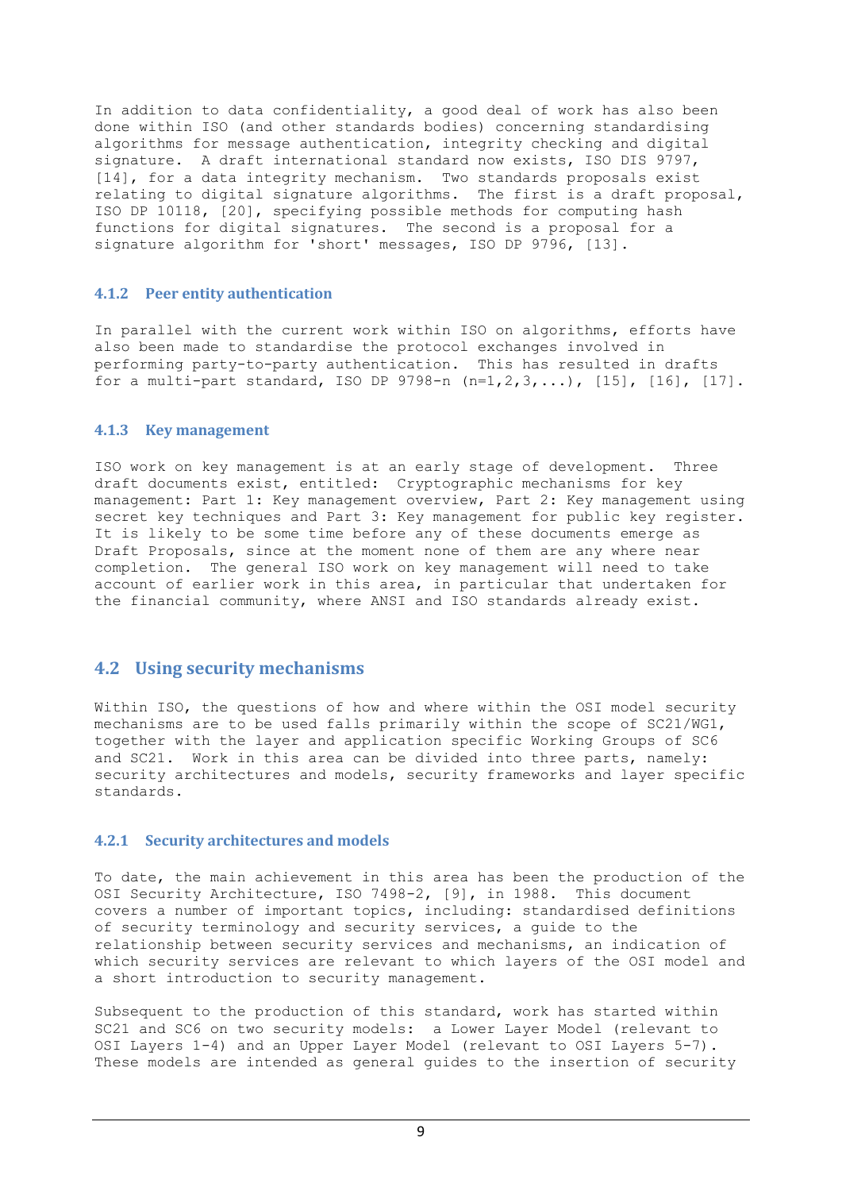In addition to data confidentiality, a good deal of work has also been done within ISO (and other standards bodies) concerning standardising algorithms for message authentication, integrity checking and digital signature. A draft international standard now exists, ISO DIS 9797, [14], for a data integrity mechanism. Two standards proposals exist relating to digital signature algorithms. The first is a draft proposal, ISO DP 10118, [20], specifying possible methods for computing hash functions for digital signatures. The second is a proposal for a signature algorithm for 'short' messages, ISO DP 9796, [13].

### 4.1.2 Peer entity authentication

In parallel with the current work within ISO on algorithms, efforts have also been made to standardise the protocol exchanges involved in performing party-to-party authentication. This has resulted in drafts for a multi-part standard, ISO DP 9798-n (n=1,2,3,...), [15], [16], [17].

### 4.1.3 Key management

ISO work on key management is at an early stage of development. Three draft documents exist, entitled: Cryptographic mechanisms for key management: Part 1: Key management overview, Part 2: Key management using secret key techniques and Part 3: Key management for public key register. It is likely to be some time before any of these documents emerge as Draft Proposals, since at the moment none of them are any where near completion. The general ISO work on key management will need to take account of earlier work in this area, in particular that undertaken for the financial community, where ANSI and ISO standards already exist.

## 4.2 Using security mechanisms

Within ISO, the questions of how and where within the OSI model security mechanisms are to be used falls primarily within the scope of SC21/WG1, together with the layer and application specific Working Groups of SC6 and SC21. Work in this area can be divided into three parts, namely: security architectures and models, security frameworks and layer specific standards.

### 4.2.1 Security architectures and models

To date, the main achievement in this area has been the production of the OSI Security Architecture, ISO 7498-2, [9], in 1988. This document covers a number of important topics, including: standardised definitions of security terminology and security services, a guide to the relationship between security services and mechanisms, an indication of which security services are relevant to which layers of the OSI model and a short introduction to security management.

Subsequent to the production of this standard, work has started within SC21 and SC6 on two security models: a Lower Layer Model (relevant to OSI Layers 1-4) and an Upper Layer Model (relevant to OSI Layers 5-7). These models are intended as general guides to the insertion of security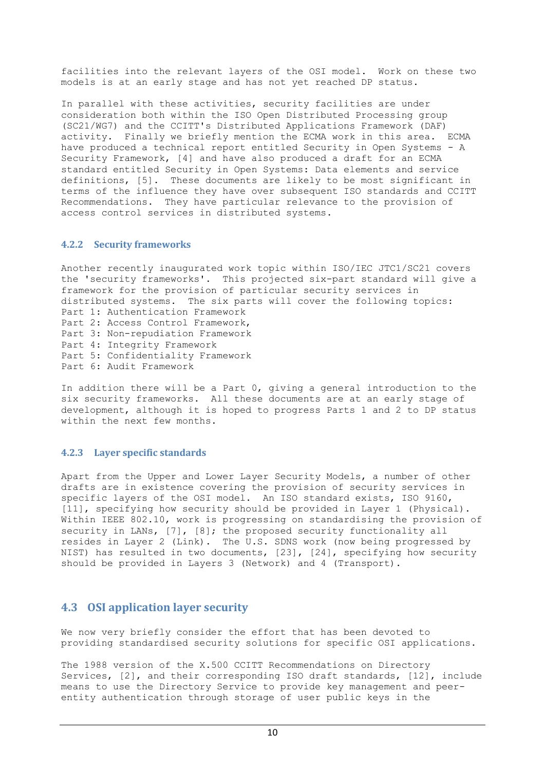facilities into the relevant layers of the OSI model. Work on these two models is at an early stage and has not yet reached DP status.

In parallel with these activities, security facilities are under consideration both within the ISO Open Distributed Processing group (SC21/WG7) and the CCITT's Distributed Applications Framework (DAF) activity. Finally we briefly mention the ECMA work in this area. ECMA have produced a technical report entitled Security in Open Systems - A Security Framework, [4] and have also produced a draft for an ECMA standard entitled Security in Open Systems: Data elements and service definitions, [5]. These documents are likely to be most significant in terms of the influence they have over subsequent ISO standards and CCITT Recommendations. They have particular relevance to the provision of access control services in distributed systems.

### 4.2.2 Security frameworks

Another recently inaugurated work topic within ISO/IEC JTC1/SC21 covers the 'security frameworks'. This projected six-part standard will give a framework for the provision of particular security services in distributed systems. The six parts will cover the following topics:
Part 1: Authentication Framework
Part 2: Access Control Framework,
Part 3: Non-repudiation Framework
Part 4: Integrity Framework
Part 5: Confidentiality Framework
Part 6: Audit Framework

In addition there will be a Part 0, giving a general introduction to the six security frameworks. All these documents are at an early stage of development, although it is hoped to progress Parts 1 and 2 to DP status within the next few months.

### 4.2.3 Layer specific standards

Apart from the Upper and Lower Layer Security Models, a number of other drafts are in existence covering the provision of security services in specific layers of the OSI model. An ISO standard exists, ISO 9160, [11], specifying how security should be provided in Layer 1 (Physical). Within IEEE 802.10, work is progressing on standardising the provision of security in LANs, [7], [8]; the proposed security functionality all resides in Layer 2 (Link). The U.S. SDNS work (now being progressed by NIST) has resulted in two documents, [23], [24], specifying how security should be provided in Layers 3 (Network) and 4 (Transport).

## 4.3 OSI application layer security

We now very briefly consider the effort that has been devoted to providing standardised security solutions for specific OSI applications.

The 1988 version of the X.500 CCITT Recommendations on Directory Services, [2], and their corresponding ISO draft standards, [12], include means to use the Directory Service to provide key management and peer-entity authentication through storage of user public keys in the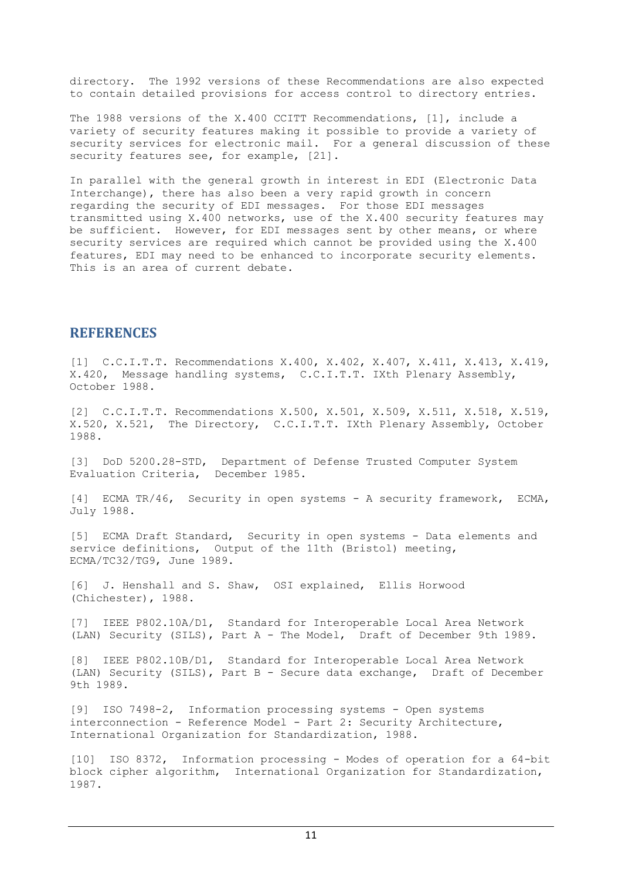directory. The 1992 versions of these Recommendations are also expected to contain detailed provisions for access control to directory entries.

The 1988 versions of the X.400 CCITT Recommendations, [1], include a variety of security features making it possible to provide a variety of security services for electronic mail. For a general discussion of these security features see, for example, [21].

In parallel with the general growth in interest in EDI (Electronic Data Interchange), there has also been a very rapid growth in concern regarding the security of EDI messages. For those EDI messages transmitted using X.400 networks, use of the X.400 security features may be sufficient. However, for EDI messages sent by other means, or where security services are required which cannot be provided using the X.400 features, EDI may need to be enhanced to incorporate security elements. This is an area of current debate.

## REFERENCES

[1] C.C.I.T.T. Recommendations X.400, X.402, X.407, X.411, X.413, X.419, X.420, Message handling systems, C.C.I.T.T. IXth Plenary Assembly, October 1988.

[2] C.C.I.T.T. Recommendations X.500, X.501, X.509, X.511, X.518, X.519, X.520, X.521, The Directory, C.C.I.T.T. IXth Plenary Assembly, October 1988.

[3] DoD 5200.28-STD, Department of Defense Trusted Computer System Evaluation Criteria, December 1985.

[4] ECMA TR/46, Security in open systems - A security framework, ECMA, July 1988.

[5] ECMA Draft Standard, Security in open systems - Data elements and service definitions, Output of the 11th (Bristol) meeting, ECMA/TC32/TG9, June 1989.

[6] J. Henshall and S. Shaw, OSI explained, Ellis Horwood (Chichester), 1988.

[7] IEEE P802.10A/D1, Standard for Interoperable Local Area Network (LAN) Security (SILS), Part A - The Model, Draft of December 9th 1989.

[8] IEEE P802.10B/D1, Standard for Interoperable Local Area Network (LAN) Security (SILS), Part B - Secure data exchange, Draft of December 9th 1989.

[9] ISO 7498-2, Information processing systems - Open systems interconnection - Reference Model - Part 2: Security Architecture, International Organization for Standardization, 1988.

[10] ISO 8372, Information processing - Modes of operation for a 64-bit block cipher algorithm, International Organization for Standardization, 1987.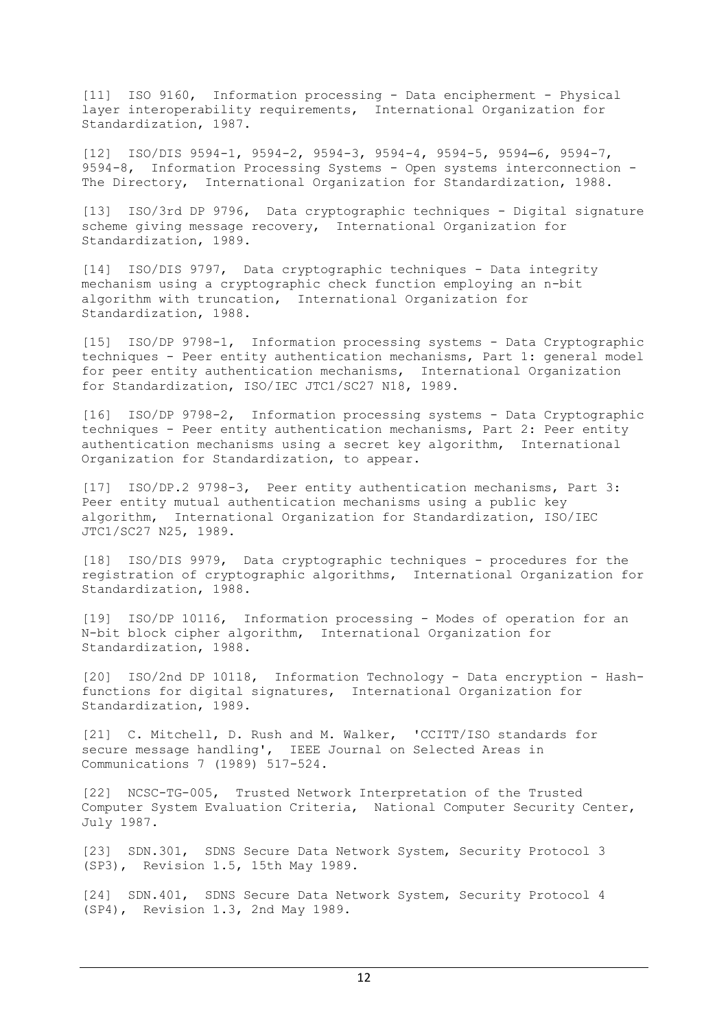[11] ISO 9160, Information processing - Data encipherment - Physical layer interoperability requirements, International Organization for Standardization, 1987.

[12] ISO/DIS 9594-1, 9594-2, 9594-3, 9594-4, 9594-5, 9594—6, 9594-7, 9594-8, Information Processing Systems - Open systems interconnection - The Directory, International Organization for Standardization, 1988.

[13] ISO/3rd DP 9796, Data cryptographic techniques - Digital signature scheme giving message recovery, International Organization for Standardization, 1989.

[14] ISO/DIS 9797, Data cryptographic techniques - Data integrity mechanism using a cryptographic check function employing an n-bit algorithm with truncation, International Organization for Standardization, 1988.

[15] ISO/DP 9798-1, Information processing systems - Data Cryptographic techniques - Peer entity authentication mechanisms, Part 1: general model for peer entity authentication mechanisms, International Organization for Standardization, ISO/IEC JTC1/SC27 N18, 1989.

[16] ISO/DP 9798-2, Information processing systems - Data Cryptographic techniques - Peer entity authentication mechanisms, Part 2: Peer entity authentication mechanisms using a secret key algorithm, International Organization for Standardization, to appear.

[17] ISO/DP.2 9798-3, Peer entity authentication mechanisms, Part 3: Peer entity mutual authentication mechanisms using a public key algorithm, International Organization for Standardization, ISO/IEC JTC1/SC27 N25, 1989.

[18] ISO/DIS 9979, Data cryptographic techniques - procedures for the registration of cryptographic algorithms, International Organization for Standardization, 1988.

[19] ISO/DP 10116, Information processing - Modes of operation for an N-bit block cipher algorithm, International Organization for Standardization, 1988.

[20] ISO/2nd DP 10118, Information Technology - Data encryption - Hash-functions for digital signatures, International Organization for Standardization, 1989.

[21] C. Mitchell, D. Rush and M. Walker, 'CCITT/ISO standards for secure message handling', IEEE Journal on Selected Areas in Communications 7 (1989) 517-524.

[22] NCSC-TG-005, Trusted Network Interpretation of the Trusted Computer System Evaluation Criteria, National Computer Security Center, July 1987.

[23] SDN.301, SDNS Secure Data Network System, Security Protocol 3 (SP3), Revision 1.5, 15th May 1989.

[24] SDN.401, SDNS Secure Data Network System, Security Protocol 4 (SP4), Revision 1.3, 2nd May 1989.